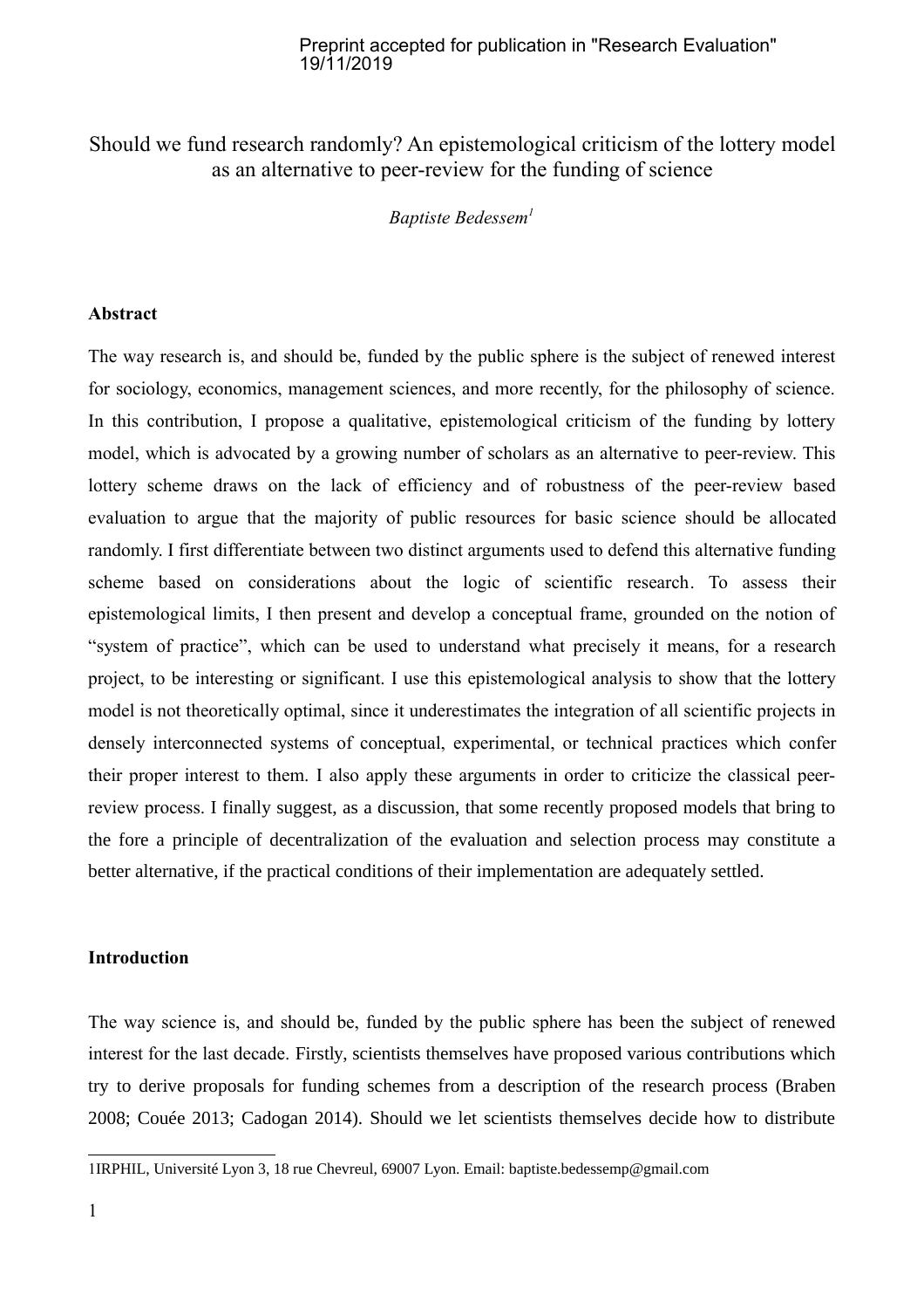Preprint accepted for publication in "Research Evaluation" 19/11/2019

# Should we fund research randomly? An epistemological criticism of the lottery model as an alternative to peer-review for the funding of science

*Baptiste Bedessem*[1]

## Abstract

The way research is, and should be, funded by the public sphere is the subject of renewed interest for sociology, economics, management sciences, and more recently, for the philosophy of science. In this contribution, I propose a qualitative, epistemological criticism of the funding by lottery model, which is advocated by a growing number of scholars as an alternative to peer-review. This lottery scheme draws on the lack of efficiency and of robustness of the peer-review based evaluation to argue that the majority of public resources for basic science should be allocated randomly. I first differentiate between two distinct arguments used to defend this alternative funding scheme based on considerations about the logic of scientific research. To assess their epistemological limits, I then present and develop a conceptual frame, grounded on the notion of "system of practice", which can be used to understand what precisely it means, for a research project, to be interesting or significant. I use this epistemological analysis to show that the lottery model is not theoretically optimal, since it underestimates the integration of all scientific projects in densely interconnected systems of conceptual, experimental, or technical practices which confer their proper interest to them. I also apply these arguments in order to criticize the classical peer-review process. I finally suggest, as a discussion, that some recently proposed models that bring to the fore a principle of decentralization of the evaluation and selection process may constitute a better alternative, if the practical conditions of their implementation are adequately settled.

## Introduction

The way science is, and should be, funded by the public sphere has been the subject of renewed interest for the last decade. Firstly, scientists themselves have proposed various contributions which try to derive proposals for funding schemes from a description of the research process (Braben 2008; Couée 2013; Cadogan 2014). Should we let scientists themselves decide how to distribute

---

[1] IRPHIL, Université Lyon 3, 18 rue Chevreul, 69007 Lyon. Email: baptiste.bedessemp@gmail.com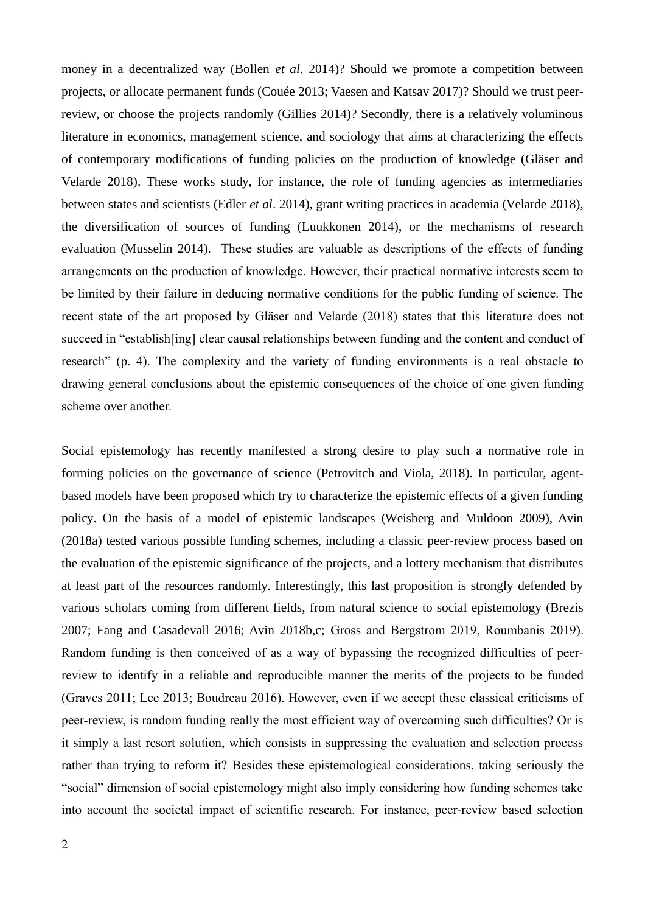money in a decentralized way (Bollen *et al.* 2014)? Should we promote a competition between projects, or allocate permanent funds (Couée 2013; Vaesen and Katsav 2017)? Should we trust peer-review, or choose the projects randomly (Gillies 2014)? Secondly, there is a relatively voluminous literature in economics, management science, and sociology that aims at characterizing the effects of contemporary modifications of funding policies on the production of knowledge (Gläser and Velarde 2018). These works study, for instance, the role of funding agencies as intermediaries between states and scientists (Edler *et al*. 2014), grant writing practices in academia (Velarde 2018), the diversification of sources of funding (Luukkonen 2014), or the mechanisms of research evaluation (Musselin 2014). These studies are valuable as descriptions of the effects of funding arrangements on the production of knowledge. However, their practical normative interests seem to be limited by their failure in deducing normative conditions for the public funding of science. The recent state of the art proposed by Gläser and Velarde (2018) states that this literature does not succeed in "establish[ing] clear causal relationships between funding and the content and conduct of research" (p. 4). The complexity and the variety of funding environments is a real obstacle to drawing general conclusions about the epistemic consequences of the choice of one given funding scheme over another.

Social epistemology has recently manifested a strong desire to play such a normative role in forming policies on the governance of science (Petrovitch and Viola, 2018). In particular, agent-based models have been proposed which try to characterize the epistemic effects of a given funding policy. On the basis of a model of epistemic landscapes (Weisberg and Muldoon 2009), Avin (2018a) tested various possible funding schemes, including a classic peer-review process based on the evaluation of the epistemic significance of the projects, and a lottery mechanism that distributes at least part of the resources randomly. Interestingly, this last proposition is strongly defended by various scholars coming from different fields, from natural science to social epistemology (Brezis 2007; Fang and Casadevall 2016; Avin 2018b,c; Gross and Bergstrom 2019, Roumbanis 2019). Random funding is then conceived of as a way of bypassing the recognized difficulties of peer-review to identify in a reliable and reproducible manner the merits of the projects to be funded (Graves 2011; Lee 2013; Boudreau 2016). However, even if we accept these classical criticisms of peer-review, is random funding really the most efficient way of overcoming such difficulties? Or is it simply a last resort solution, which consists in suppressing the evaluation and selection process rather than trying to reform it? Besides these epistemological considerations, taking seriously the "social" dimension of social epistemology might also imply considering how funding schemes take into account the societal impact of scientific research. For instance, peer-review based selection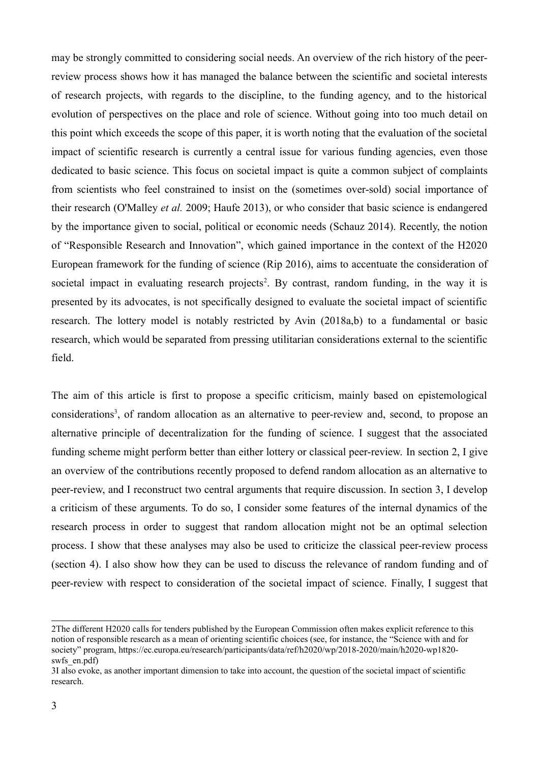may be strongly committed to considering social needs. An overview of the rich history of the peer-review process shows how it has managed the balance between the scientific and societal interests of research projects, with regards to the discipline, to the funding agency, and to the historical evolution of perspectives on the place and role of science. Without going into too much detail on this point which exceeds the scope of this paper, it is worth noting that the evaluation of the societal impact of scientific research is currently a central issue for various funding agencies, even those dedicated to basic science. This focus on societal impact is quite a common subject of complaints from scientists who feel constrained to insist on the (sometimes over-sold) social importance of their research (O'Malley *et al.* 2009; Haufe 2013), or who consider that basic science is endangered by the importance given to social, political or economic needs (Schauz 2014). Recently, the notion of "Responsible Research and Innovation", which gained importance in the context of the H2020 European framework for the funding of science (Rip 2016), aims to accentuate the consideration of societal impact in evaluating research projects[2]. By contrast, random funding, in the way it is presented by its advocates, is not specifically designed to evaluate the societal impact of scientific research. The lottery model is notably restricted by Avin (2018a,b) to a fundamental or basic research, which would be separated from pressing utilitarian considerations external to the scientific field.

The aim of this article is first to propose a specific criticism, mainly based on epistemological considerations[3], of random allocation as an alternative to peer-review and, second, to propose an alternative principle of decentralization for the funding of science. I suggest that the associated funding scheme might perform better than either lottery or classical peer-review. In section 2, I give an overview of the contributions recently proposed to defend random allocation as an alternative to peer-review, and I reconstruct two central arguments that require discussion. In section 3, I develop a criticism of these arguments. To do so, I consider some features of the internal dynamics of the research process in order to suggest that random allocation might not be an optimal selection process. I show that these analyses may also be used to criticize the classical peer-review process (section 4). I also show how they can be used to discuss the relevance of random funding and of peer-review with respect to consideration of the societal impact of science. Finally, I suggest that

---

2The different H2020 calls for tenders published by the European Commission often makes explicit reference to this notion of responsible research as a mean of orienting scientific choices (see, for instance, the "Science with and for society" program, https://ec.europa.eu/research/participants/data/ref/h2020/wp/2018-2020/main/h2020-wp1820-swfs_en.pdf)

3I also evoke, as another important dimension to take into account, the question of the societal impact of scientific research.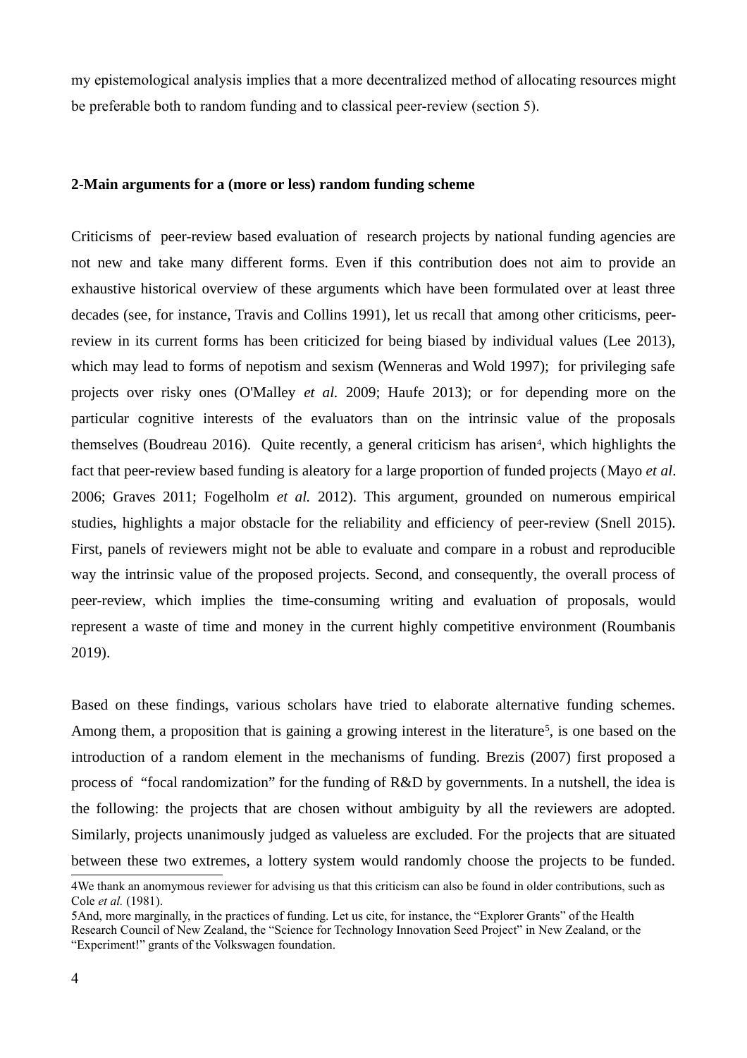my epistemological analysis implies that a more decentralized method of allocating resources might be preferable both to random funding and to classical peer-review (section 5).

**2-Main arguments for a (more or less) random funding scheme**

Criticisms of peer-review based evaluation of research projects by national funding agencies are not new and take many different forms. Even if this contribution does not aim to provide an exhaustive historical overview of these arguments which have been formulated over at least three decades (see, for instance, Travis and Collins 1991), let us recall that among other criticisms, peer-review in its current forms has been criticized for being biased by individual values (Lee 2013), which may lead to forms of nepotism and sexism (Wenneras and Wold 1997); for privileging safe projects over risky ones (O'Malley *et al.* 2009; Haufe 2013); or for depending more on the particular cognitive interests of the evaluators than on the intrinsic value of the proposals themselves (Boudreau 2016). Quite recently, a general criticism has arisen[4], which highlights the fact that peer-review based funding is aleatory for a large proportion of funded projects (Mayo *et al*. 2006; Graves 2011; Fogelholm *et al.* 2012). This argument, grounded on numerous empirical studies, highlights a major obstacle for the reliability and efficiency of peer-review (Snell 2015). First, panels of reviewers might not be able to evaluate and compare in a robust and reproducible way the intrinsic value of the proposed projects. Second, and consequently, the overall process of peer-review, which implies the time-consuming writing and evaluation of proposals, would represent a waste of time and money in the current highly competitive environment (Roumbanis 2019).

Based on these findings, various scholars have tried to elaborate alternative funding schemes. Among them, a proposition that is gaining a growing interest in the literature[5], is one based on the introduction of a random element in the mechanisms of funding. Brezis (2007) first proposed a process of "focal randomization" for the funding of R&D by governments. In a nutshell, the idea is the following: the projects that are chosen without ambiguity by all the reviewers are adopted. Similarly, projects unanimously judged as valueless are excluded. For the projects that are situated between these two extremes, a lottery system would randomly choose the projects to be funded.

4We thank an anomymous reviewer for advising us that this criticism can also be found in older contributions, such as Cole *et al.* (1981).

5And, more marginally, in the practices of funding. Let us cite, for instance, the "Explorer Grants" of the Health Research Council of New Zealand, the "Science for Technology Innovation Seed Project" in New Zealand, or the "Experiment!" grants of the Volkswagen foundation.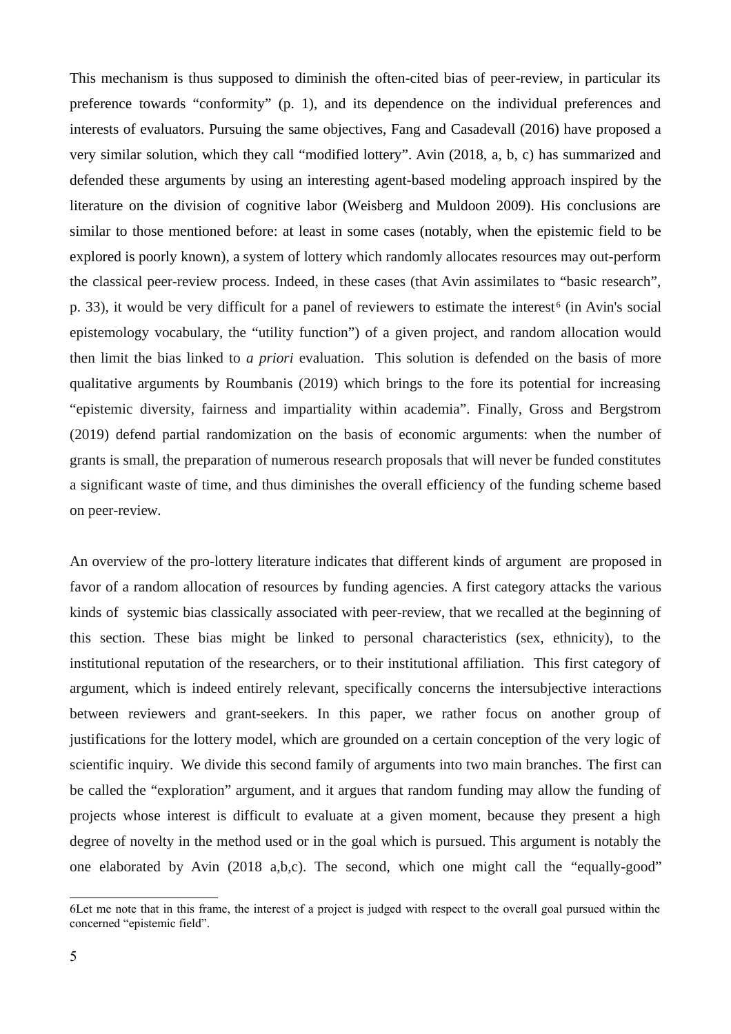This mechanism is thus supposed to diminish the often-cited bias of peer-review, in particular its preference towards "conformity" (p. 1), and its dependence on the individual preferences and interests of evaluators. Pursuing the same objectives, Fang and Casadevall (2016) have proposed a very similar solution, which they call "modified lottery". Avin (2018, a, b, c) has summarized and defended these arguments by using an interesting agent-based modeling approach inspired by the literature on the division of cognitive labor (Weisberg and Muldoon 2009). His conclusions are similar to those mentioned before: at least in some cases (notably, when the epistemic field to be explored is poorly known), a system of lottery which randomly allocates resources may out-perform the classical peer-review process. Indeed, in these cases (that Avin assimilates to "basic research", p. 33), it would be very difficult for a panel of reviewers to estimate the interest[6] (in Avin's social epistemology vocabulary, the "utility function") of a given project, and random allocation would then limit the bias linked to *a priori* evaluation. This solution is defended on the basis of more qualitative arguments by Roumbanis (2019) which brings to the fore its potential for increasing "epistemic diversity, fairness and impartiality within academia". Finally, Gross and Bergstrom (2019) defend partial randomization on the basis of economic arguments: when the number of grants is small, the preparation of numerous research proposals that will never be funded constitutes a significant waste of time, and thus diminishes the overall efficiency of the funding scheme based on peer-review.

An overview of the pro-lottery literature indicates that different kinds of argument are proposed in favor of a random allocation of resources by funding agencies. A first category attacks the various kinds of systemic bias classically associated with peer-review, that we recalled at the beginning of this section. These bias might be linked to personal characteristics (sex, ethnicity), to the institutional reputation of the researchers, or to their institutional affiliation. This first category of argument, which is indeed entirely relevant, specifically concerns the intersubjective interactions between reviewers and grant-seekers. In this paper, we rather focus on another group of justifications for the lottery model, which are grounded on a certain conception of the very logic of scientific inquiry. We divide this second family of arguments into two main branches. The first can be called the "exploration" argument, and it argues that random funding may allow the funding of projects whose interest is difficult to evaluate at a given moment, because they present a high degree of novelty in the method used or in the goal which is pursued. This argument is notably the one elaborated by Avin (2018 a,b,c). The second, which one might call the "equally-good"

6Let me note that in this frame, the interest of a project is judged with respect to the overall goal pursued within the concerned "epistemic field".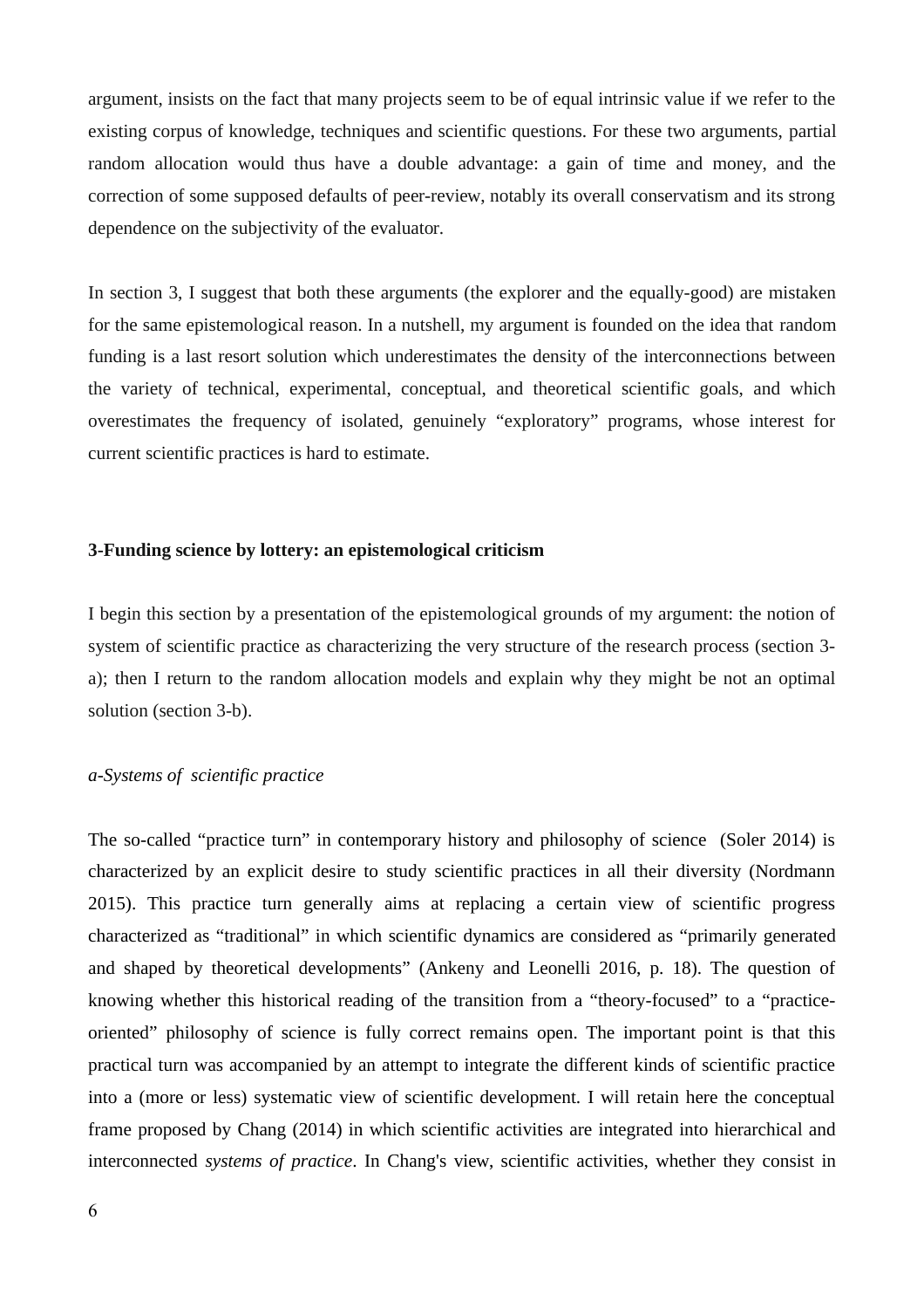argument, insists on the fact that many projects seem to be of equal intrinsic value if we refer to the existing corpus of knowledge, techniques and scientific questions. For these two arguments, partial random allocation would thus have a double advantage: a gain of time and money, and the correction of some supposed defaults of peer-review, notably its overall conservatism and its strong dependence on the subjectivity of the evaluator.

In section 3, I suggest that both these arguments (the explorer and the equally-good) are mistaken for the same epistemological reason. In a nutshell, my argument is founded on the idea that random funding is a last resort solution which underestimates the density of the interconnections between the variety of technical, experimental, conceptual, and theoretical scientific goals, and which overestimates the frequency of isolated, genuinely "exploratory" programs, whose interest for current scientific practices is hard to estimate.

## 3-Funding science by lottery: an epistemological criticism

I begin this section by a presentation of the epistemological grounds of my argument: the notion of system of scientific practice as characterizing the very structure of the research process (section 3-a); then I return to the random allocation models and explain why they might be not an optimal solution (section 3-b).

### *a-Systems of scientific practice*

The so-called "practice turn" in contemporary history and philosophy of science (Soler 2014) is characterized by an explicit desire to study scientific practices in all their diversity (Nordmann 2015). This practice turn generally aims at replacing a certain view of scientific progress characterized as "traditional" in which scientific dynamics are considered as "primarily generated and shaped by theoretical developments" (Ankeny and Leonelli 2016, p. 18). The question of knowing whether this historical reading of the transition from a "theory-focused" to a "practice-oriented" philosophy of science is fully correct remains open. The important point is that this practical turn was accompanied by an attempt to integrate the different kinds of scientific practice into a (more or less) systematic view of scientific development. I will retain here the conceptual frame proposed by Chang (2014) in which scientific activities are integrated into hierarchical and interconnected *systems of practice*. In Chang's view, scientific activities, whether they consist in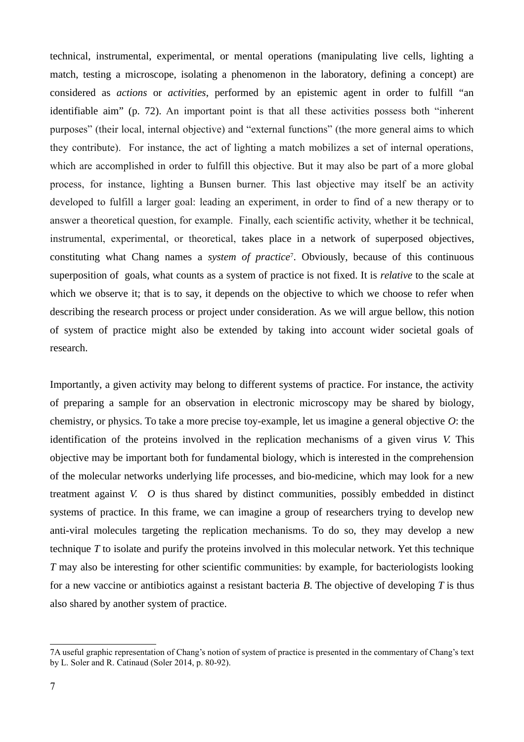technical, instrumental, experimental, or mental operations (manipulating live cells, lighting a match, testing a microscope, isolating a phenomenon in the laboratory, defining a concept) are considered as *actions* or *activities*, performed by an epistemic agent in order to fulfill "an identifiable aim" (p. 72). An important point is that all these activities possess both "inherent purposes" (their local, internal objective) and "external functions" (the more general aims to which they contribute). For instance, the act of lighting a match mobilizes a set of internal operations, which are accomplished in order to fulfill this objective. But it may also be part of a more global process, for instance, lighting a Bunsen burner. This last objective may itself be an activity developed to fulfill a larger goal: leading an experiment, in order to find of a new therapy or to answer a theoretical question, for example. Finally, each scientific activity, whether it be technical, instrumental, experimental, or theoretical, takes place in a network of superposed objectives, constituting what Chang names a *system of practice*[7]. Obviously, because of this continuous superposition of goals, what counts as a system of practice is not fixed. It is *relative* to the scale at which we observe it; that is to say, it depends on the objective to which we choose to refer when describing the research process or project under consideration. As we will argue bellow, this notion of system of practice might also be extended by taking into account wider societal goals of research.

Importantly, a given activity may belong to different systems of practice. For instance, the activity of preparing a sample for an observation in electronic microscopy may be shared by biology, chemistry, or physics. To take a more precise toy-example, let us imagine a general objective *O*: the identification of the proteins involved in the replication mechanisms of a given virus *V*. This objective may be important both for fundamental biology, which is interested in the comprehension of the molecular networks underlying life processes, and bio-medicine, which may look for a new treatment against *V*. *O* is thus shared by distinct communities, possibly embedded in distinct systems of practice. In this frame, we can imagine a group of researchers trying to develop new anti-viral molecules targeting the replication mechanisms. To do so, they may develop a new technique *T* to isolate and purify the proteins involved in this molecular network. Yet this technique *T* may also be interesting for other scientific communities: by example, for bacteriologists looking for a new vaccine or antibiotics against a resistant bacteria *B*. The objective of developing *T* is thus also shared by another system of practice.

---

[7] A useful graphic representation of Chang's notion of system of practice is presented in the commentary of Chang's text by L. Soler and R. Catinaud (Soler 2014, p. 80-92).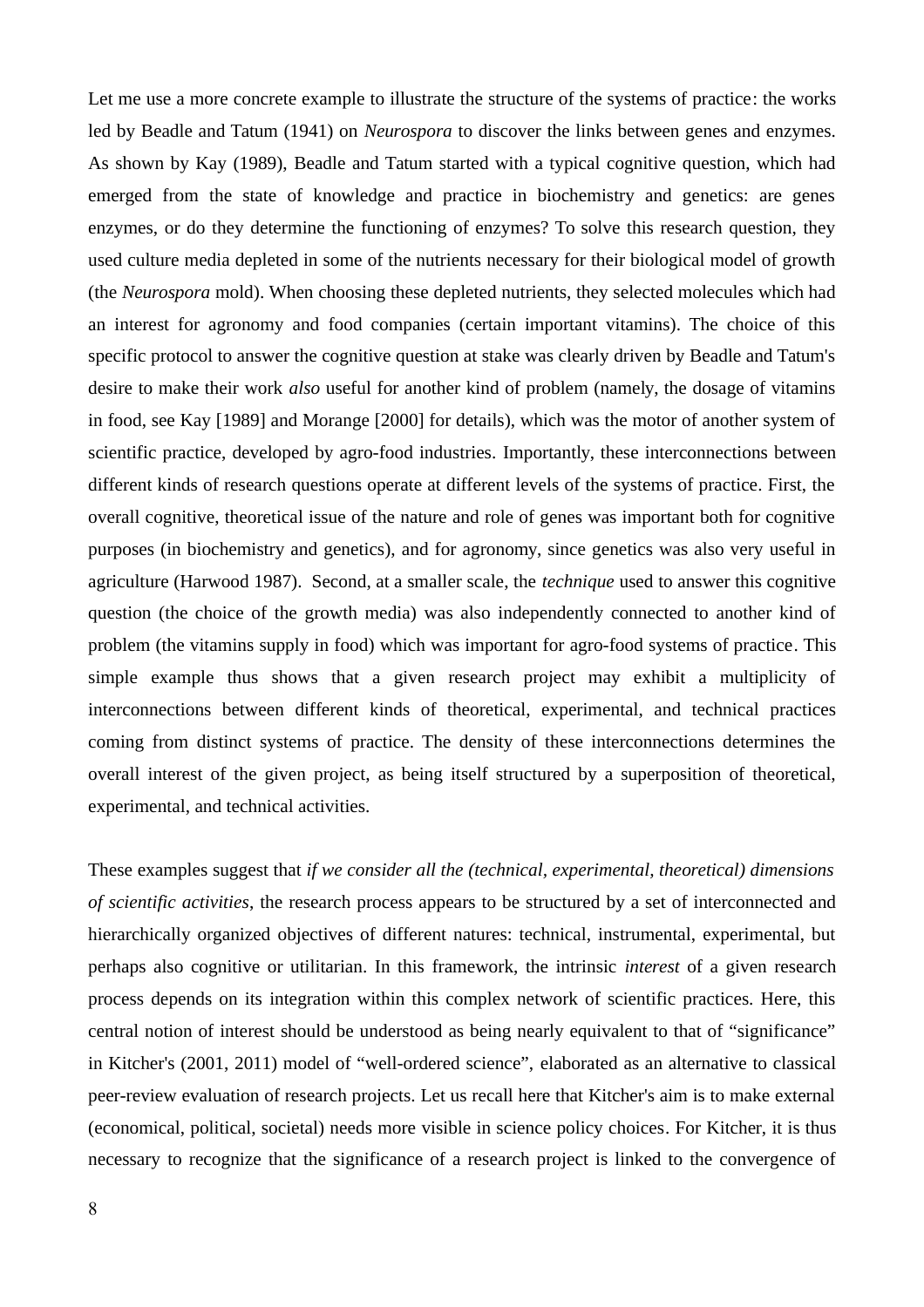Let me use a more concrete example to illustrate the structure of the systems of practice: the works led by Beadle and Tatum (1941) on *Neurospora* to discover the links between genes and enzymes. As shown by Kay (1989), Beadle and Tatum started with a typical cognitive question, which had emerged from the state of knowledge and practice in biochemistry and genetics: are genes enzymes, or do they determine the functioning of enzymes? To solve this research question, they used culture media depleted in some of the nutrients necessary for their biological model of growth (the *Neurospora* mold). When choosing these depleted nutrients, they selected molecules which had an interest for agronomy and food companies (certain important vitamins). The choice of this specific protocol to answer the cognitive question at stake was clearly driven by Beadle and Tatum's desire to make their work *also* useful for another kind of problem (namely, the dosage of vitamins in food, see Kay [1989] and Morange [2000] for details), which was the motor of another system of scientific practice, developed by agro-food industries. Importantly, these interconnections between different kinds of research questions operate at different levels of the systems of practice. First, the overall cognitive, theoretical issue of the nature and role of genes was important both for cognitive purposes (in biochemistry and genetics), and for agronomy, since genetics was also very useful in agriculture (Harwood 1987). Second, at a smaller scale, the *technique* used to answer this cognitive question (the choice of the growth media) was also independently connected to another kind of problem (the vitamins supply in food) which was important for agro-food systems of practice. This simple example thus shows that a given research project may exhibit a multiplicity of interconnections between different kinds of theoretical, experimental, and technical practices coming from distinct systems of practice. The density of these interconnections determines the overall interest of the given project, as being itself structured by a superposition of theoretical, experimental, and technical activities.

These examples suggest that *if we consider all the (technical, experimental, theoretical) dimensions of scientific activities*, the research process appears to be structured by a set of interconnected and hierarchically organized objectives of different natures: technical, instrumental, experimental, but perhaps also cognitive or utilitarian. In this framework, the intrinsic *interest* of a given research process depends on its integration within this complex network of scientific practices. Here, this central notion of interest should be understood as being nearly equivalent to that of "significance" in Kitcher's (2001, 2011) model of "well-ordered science", elaborated as an alternative to classical peer-review evaluation of research projects. Let us recall here that Kitcher's aim is to make external (economical, political, societal) needs more visible in science policy choices. For Kitcher, it is thus necessary to recognize that the significance of a research project is linked to the convergence of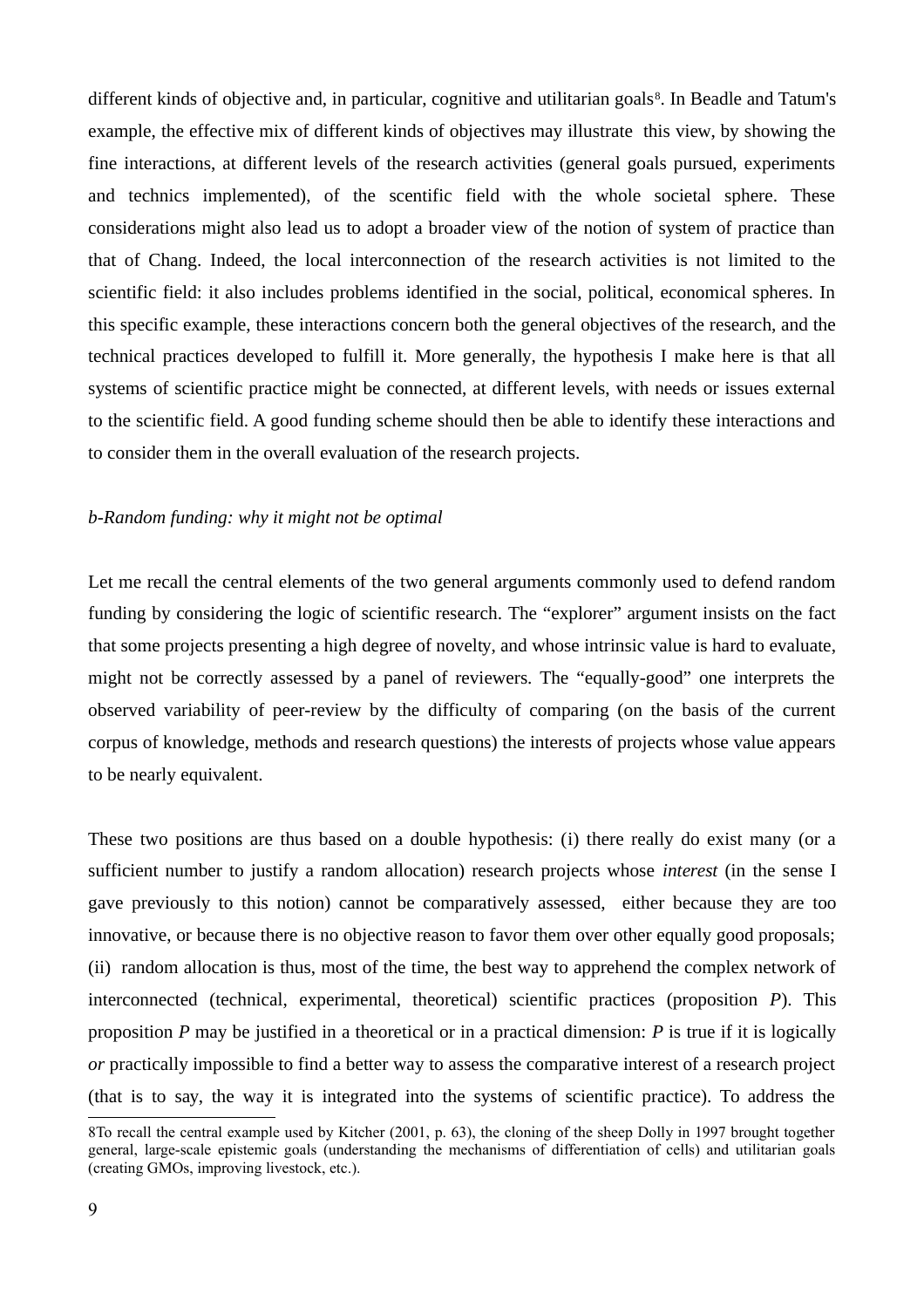different kinds of objective and, in particular, cognitive and utilitarian goals[8]. In Beadle and Tatum's example, the effective mix of different kinds of objectives may illustrate this view, by showing the fine interactions, at different levels of the research activities (general goals pursued, experiments and technics implemented), of the scentific field with the whole societal sphere. These considerations might also lead us to adopt a broader view of the notion of system of practice than that of Chang. Indeed, the local interconnection of the research activities is not limited to the scientific field: it also includes problems identified in the social, political, economical spheres. In this specific example, these interactions concern both the general objectives of the research, and the technical practices developed to fulfill it. More generally, the hypothesis I make here is that all systems of scientific practice might be connected, at different levels, with needs or issues external to the scientific field. A good funding scheme should then be able to identify these interactions and to consider them in the overall evaluation of the research projects.

*b-Random funding: why it might not be optimal*

Let me recall the central elements of the two general arguments commonly used to defend random funding by considering the logic of scientific research. The "explorer" argument insists on the fact that some projects presenting a high degree of novelty, and whose intrinsic value is hard to evaluate, might not be correctly assessed by a panel of reviewers. The "equally-good" one interprets the observed variability of peer-review by the difficulty of comparing (on the basis of the current corpus of knowledge, methods and research questions) the interests of projects whose value appears to be nearly equivalent.

These two positions are thus based on a double hypothesis: (i) there really do exist many (or a sufficient number to justify a random allocation) research projects whose *interest* (in the sense I gave previously to this notion) cannot be comparatively assessed, either because they are too innovative, or because there is no objective reason to favor them over other equally good proposals; (ii) random allocation is thus, most of the time, the best way to apprehend the complex network of interconnected (technical, experimental, theoretical) scientific practices (proposition *P*). This proposition *P* may be justified in a theoretical or in a practical dimension: *P* is true if it is logically *or* practically impossible to find a better way to assess the comparative interest of a research project (that is to say, the way it is integrated into the systems of scientific practice). To address the

8To recall the central example used by Kitcher (2001, p. 63), the cloning of the sheep Dolly in 1997 brought together general, large-scale epistemic goals (understanding the mechanisms of differentiation of cells) and utilitarian goals (creating GMOs, improving livestock, etc.).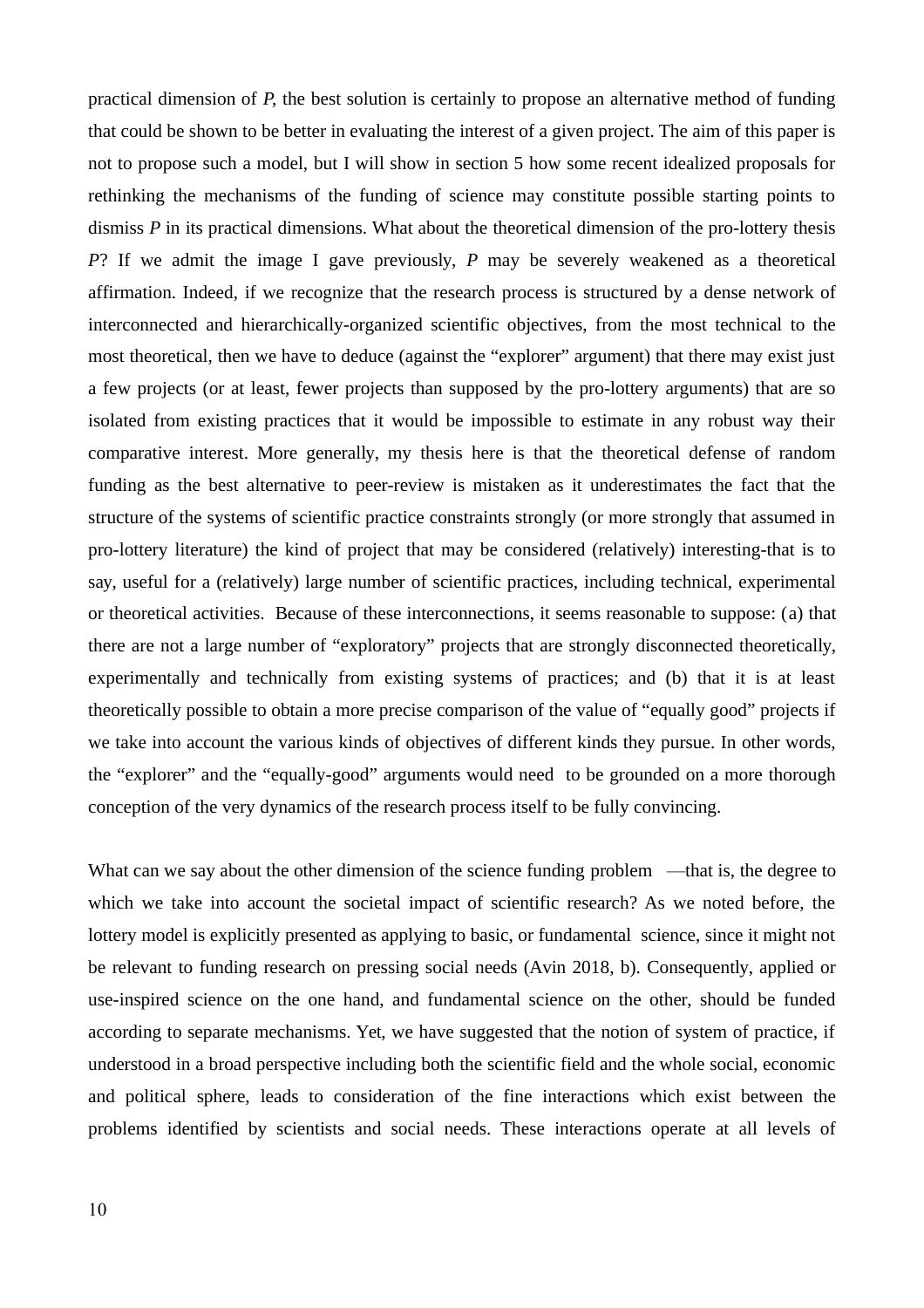practical dimension of *P*, the best solution is certainly to propose an alternative method of funding that could be shown to be better in evaluating the interest of a given project. The aim of this paper is not to propose such a model, but I will show in section 5 how some recent idealized proposals for rethinking the mechanisms of the funding of science may constitute possible starting points to dismiss *P* in its practical dimensions. What about the theoretical dimension of the pro-lottery thesis *P*? If we admit the image I gave previously, *P* may be severely weakened as a theoretical affirmation. Indeed, if we recognize that the research process is structured by a dense network of interconnected and hierarchically-organized scientific objectives, from the most technical to the most theoretical, then we have to deduce (against the "explorer" argument) that there may exist just a few projects (or at least, fewer projects than supposed by the pro-lottery arguments) that are so isolated from existing practices that it would be impossible to estimate in any robust way their comparative interest. More generally, my thesis here is that the theoretical defense of random funding as the best alternative to peer-review is mistaken as it underestimates the fact that the structure of the systems of scientific practice constraints strongly (or more strongly that assumed in pro-lottery literature) the kind of project that may be considered (relatively) interesting-that is to say, useful for a (relatively) large number of scientific practices, including technical, experimental or theoretical activities. Because of these interconnections, it seems reasonable to suppose: (a) that there are not a large number of "exploratory" projects that are strongly disconnected theoretically, experimentally and technically from existing systems of practices; and (b) that it is at least theoretically possible to obtain a more precise comparison of the value of "equally good" projects if we take into account the various kinds of objectives of different kinds they pursue. In other words, the "explorer" and the "equally-good" arguments would need to be grounded on a more thorough conception of the very dynamics of the research process itself to be fully convincing.

What can we say about the other dimension of the science funding problem —that is, the degree to which we take into account the societal impact of scientific research? As we noted before, the lottery model is explicitly presented as applying to basic, or fundamental science, since it might not be relevant to funding research on pressing social needs (Avin 2018, b). Consequently, applied or use-inspired science on the one hand, and fundamental science on the other, should be funded according to separate mechanisms. Yet, we have suggested that the notion of system of practice, if understood in a broad perspective including both the scientific field and the whole social, economic and political sphere, leads to consideration of the fine interactions which exist between the problems identified by scientists and social needs. These interactions operate at all levels of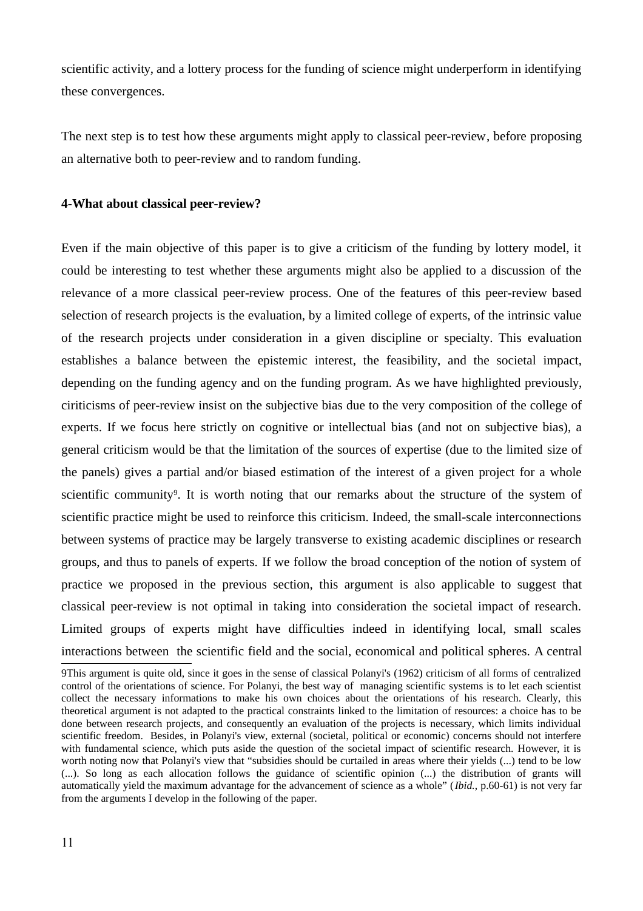scientific activity, and a lottery process for the funding of science might underperform in identifying these convergences.

The next step is to test how these arguments might apply to classical peer-review, before proposing an alternative both to peer-review and to random funding.

**4-What about classical peer-review?**

Even if the main objective of this paper is to give a criticism of the funding by lottery model, it could be interesting to test whether these arguments might also be applied to a discussion of the relevance of a more classical peer-review process. One of the features of this peer-review based selection of research projects is the evaluation, by a limited college of experts, of the intrinsic value of the research projects under consideration in a given discipline or specialty. This evaluation establishes a balance between the epistemic interest, the feasibility, and the societal impact, depending on the funding agency and on the funding program. As we have highlighted previously, ciriticisms of peer-review insist on the subjective bias due to the very composition of the college of experts. If we focus here strictly on cognitive or intellectual bias (and not on subjective bias), a general criticism would be that the limitation of the sources of expertise (due to the limited size of the panels) gives a partial and/or biased estimation of the interest of a given project for a whole scientific community[9]. It is worth noting that our remarks about the structure of the system of scientific practice might be used to reinforce this criticism. Indeed, the small-scale interconnections between systems of practice may be largely transverse to existing academic disciplines or research groups, and thus to panels of experts. If we follow the broad conception of the notion of system of practice we proposed in the previous section, this argument is also applicable to suggest that classical peer-review is not optimal in taking into consideration the societal impact of research. Limited groups of experts might have difficulties indeed in identifying local, small scales interactions between the scientific field and the social, economical and political spheres. A central

9This argument is quite old, since it goes in the sense of classical Polanyi's (1962) criticism of all forms of centralized control of the orientations of science. For Polanyi, the best way of managing scientific systems is to let each scientist collect the necessary informations to make his own choices about the orientations of his research. Clearly, this theoretical argument is not adapted to the practical constraints linked to the limitation of resources: a choice has to be done between research projects, and consequently an evaluation of the projects is necessary, which limits individual scientific freedom. Besides, in Polanyi's view, external (societal, political or economic) concerns should not interfere with fundamental science, which puts aside the question of the societal impact of scientific research. However, it is worth noting now that Polanyi's view that "subsidies should be curtailed in areas where their yields (...) tend to be low (...). So long as each allocation follows the guidance of scientific opinion (...) the distribution of grants will automatically yield the maximum advantage for the advancement of science as a whole" (*Ibid.*, p.60-61) is not very far from the arguments I develop in the following of the paper.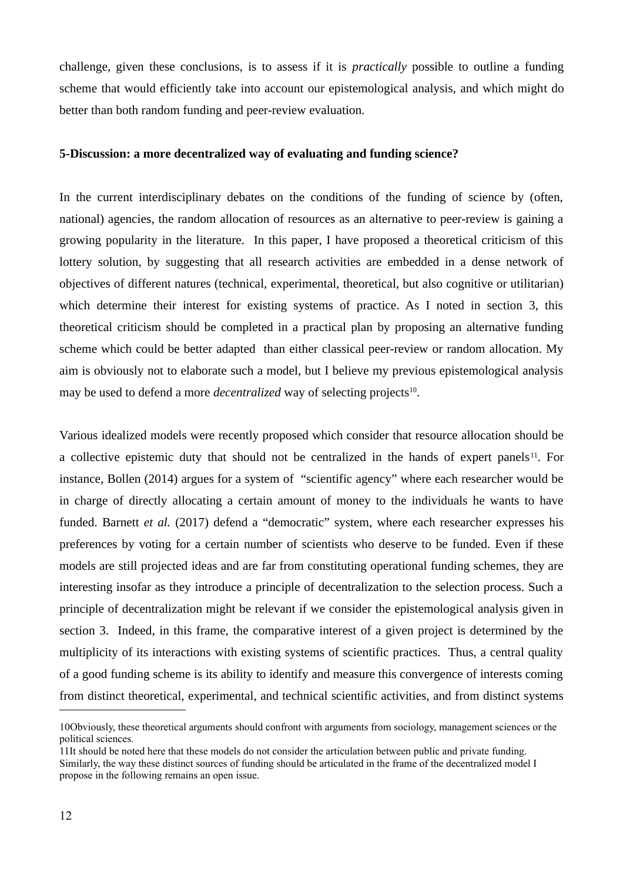challenge, given these conclusions, is to assess if it is *practically* possible to outline a funding scheme that would efficiently take into account our epistemological analysis, and which might do better than both random funding and peer-review evaluation.

## 5-Discussion: a more decentralized way of evaluating and funding science?

In the current interdisciplinary debates on the conditions of the funding of science by (often, national) agencies, the random allocation of resources as an alternative to peer-review is gaining a growing popularity in the literature. In this paper, I have proposed a theoretical criticism of this lottery solution, by suggesting that all research activities are embedded in a dense network of objectives of different natures (technical, experimental, theoretical, but also cognitive or utilitarian) which determine their interest for existing systems of practice. As I noted in section 3, this theoretical criticism should be completed in a practical plan by proposing an alternative funding scheme which could be better adapted than either classical peer-review or random allocation. My aim is obviously not to elaborate such a model, but I believe my previous epistemological analysis may be used to defend a more *decentralized* way of selecting projects[10].

Various idealized models were recently proposed which consider that resource allocation should be a collective epistemic duty that should not be centralized in the hands of expert panels[11]. For instance, Bollen (2014) argues for a system of "scientific agency" where each researcher would be in charge of directly allocating a certain amount of money to the individuals he wants to have funded. Barnett *et al.* (2017) defend a "democratic" system, where each researcher expresses his preferences by voting for a certain number of scientists who deserve to be funded. Even if these models are still projected ideas and are far from constituting operational funding schemes, they are interesting insofar as they introduce a principle of decentralization to the selection process. Such a principle of decentralization might be relevant if we consider the epistemological analysis given in section 3. Indeed, in this frame, the comparative interest of a given project is determined by the multiplicity of its interactions with existing systems of scientific practices. Thus, a central quality of a good funding scheme is its ability to identify and measure this convergence of interests coming from distinct theoretical, experimental, and technical scientific activities, and from distinct systems

---

10Obviously, these theoretical arguments should confront with arguments from sociology, management sciences or the political sciences.

11It should be noted here that these models do not consider the articulation between public and private funding. Similarly, the way these distinct sources of funding should be articulated in the frame of the decentralized model I propose in the following remains an open issue.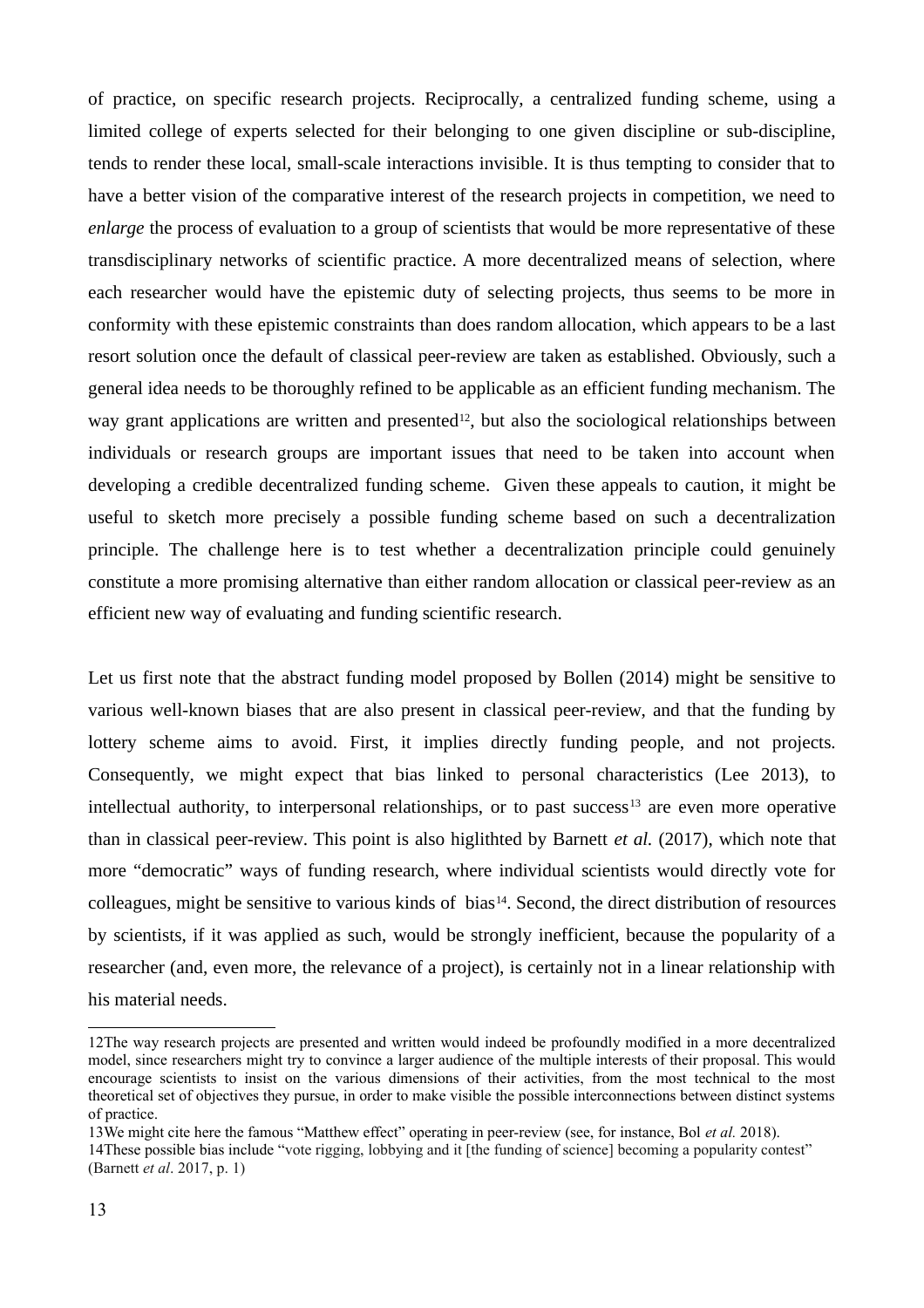of practice, on specific research projects. Reciprocally, a centralized funding scheme, using a limited college of experts selected for their belonging to one given discipline or sub-discipline, tends to render these local, small-scale interactions invisible. It is thus tempting to consider that to have a better vision of the comparative interest of the research projects in competition, we need to *enlarge* the process of evaluation to a group of scientists that would be more representative of these transdisciplinary networks of scientific practice. A more decentralized means of selection, where each researcher would have the epistemic duty of selecting projects, thus seems to be more in conformity with these epistemic constraints than does random allocation, which appears to be a last resort solution once the default of classical peer-review are taken as established. Obviously, such a general idea needs to be thoroughly refined to be applicable as an efficient funding mechanism. The way grant applications are written and presented[12], but also the sociological relationships between individuals or research groups are important issues that need to be taken into account when developing a credible decentralized funding scheme. Given these appeals to caution, it might be useful to sketch more precisely a possible funding scheme based on such a decentralization principle. The challenge here is to test whether a decentralization principle could genuinely constitute a more promising alternative than either random allocation or classical peer-review as an efficient new way of evaluating and funding scientific research.

Let us first note that the abstract funding model proposed by Bollen (2014) might be sensitive to various well-known biases that are also present in classical peer-review, and that the funding by lottery scheme aims to avoid. First, it implies directly funding people, and not projects. Consequently, we might expect that bias linked to personal characteristics (Lee 2013), to intellectual authority, to interpersonal relationships, or to past success[13] are even more operative than in classical peer-review. This point is also higlithted by Barnett *et al.* (2017), which note that more "democratic" ways of funding research, where individual scientists would directly vote for colleagues, might be sensitive to various kinds of bias[14]. Second, the direct distribution of resources by scientists, if it was applied as such, would be strongly inefficient, because the popularity of a researcher (and, even more, the relevance of a project), is certainly not in a linear relationship with his material needs.

---

12The way research projects are presented and written would indeed be profoundly modified in a more decentralized model, since researchers might try to convince a larger audience of the multiple interests of their proposal. This would encourage scientists to insist on the various dimensions of their activities, from the most technical to the most theoretical set of objectives they pursue, in order to make visible the possible interconnections between distinct systems of practice.

13We might cite here the famous "Matthew effect" operating in peer-review (see, for instance, Bol *et al.* 2018).

14These possible bias include "vote rigging, lobbying and it [the funding of science] becoming a popularity contest" (Barnett *et al*. 2017, p. 1)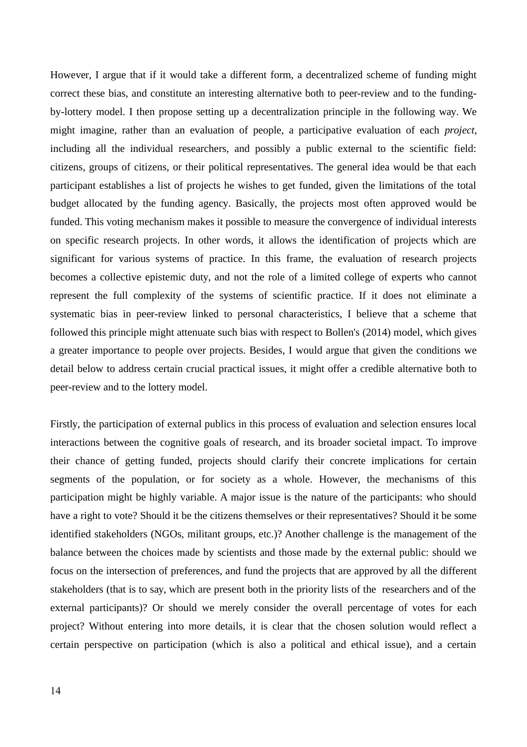However, I argue that if it would take a different form, a decentralized scheme of funding might correct these bias, and constitute an interesting alternative both to peer-review and to the funding-by-lottery model. I then propose setting up a decentralization principle in the following way. We might imagine, rather than an evaluation of people, a participative evaluation of each *project*, including all the individual researchers, and possibly a public external to the scientific field: citizens, groups of citizens, or their political representatives. The general idea would be that each participant establishes a list of projects he wishes to get funded, given the limitations of the total budget allocated by the funding agency. Basically, the projects most often approved would be funded. This voting mechanism makes it possible to measure the convergence of individual interests on specific research projects. In other words, it allows the identification of projects which are significant for various systems of practice. In this frame, the evaluation of research projects becomes a collective epistemic duty, and not the role of a limited college of experts who cannot represent the full complexity of the systems of scientific practice. If it does not eliminate a systematic bias in peer-review linked to personal characteristics, I believe that a scheme that followed this principle might attenuate such bias with respect to Bollen's (2014) model, which gives a greater importance to people over projects. Besides, I would argue that given the conditions we detail below to address certain crucial practical issues, it might offer a credible alternative both to peer-review and to the lottery model.

Firstly, the participation of external publics in this process of evaluation and selection ensures local interactions between the cognitive goals of research, and its broader societal impact. To improve their chance of getting funded, projects should clarify their concrete implications for certain segments of the population, or for society as a whole. However, the mechanisms of this participation might be highly variable. A major issue is the nature of the participants: who should have a right to vote? Should it be the citizens themselves or their representatives? Should it be some identified stakeholders (NGOs, militant groups, etc.)? Another challenge is the management of the balance between the choices made by scientists and those made by the external public: should we focus on the intersection of preferences, and fund the projects that are approved by all the different stakeholders (that is to say, which are present both in the priority lists of the researchers and of the external participants)? Or should we merely consider the overall percentage of votes for each project? Without entering into more details, it is clear that the chosen solution would reflect a certain perspective on participation (which is also a political and ethical issue), and a certain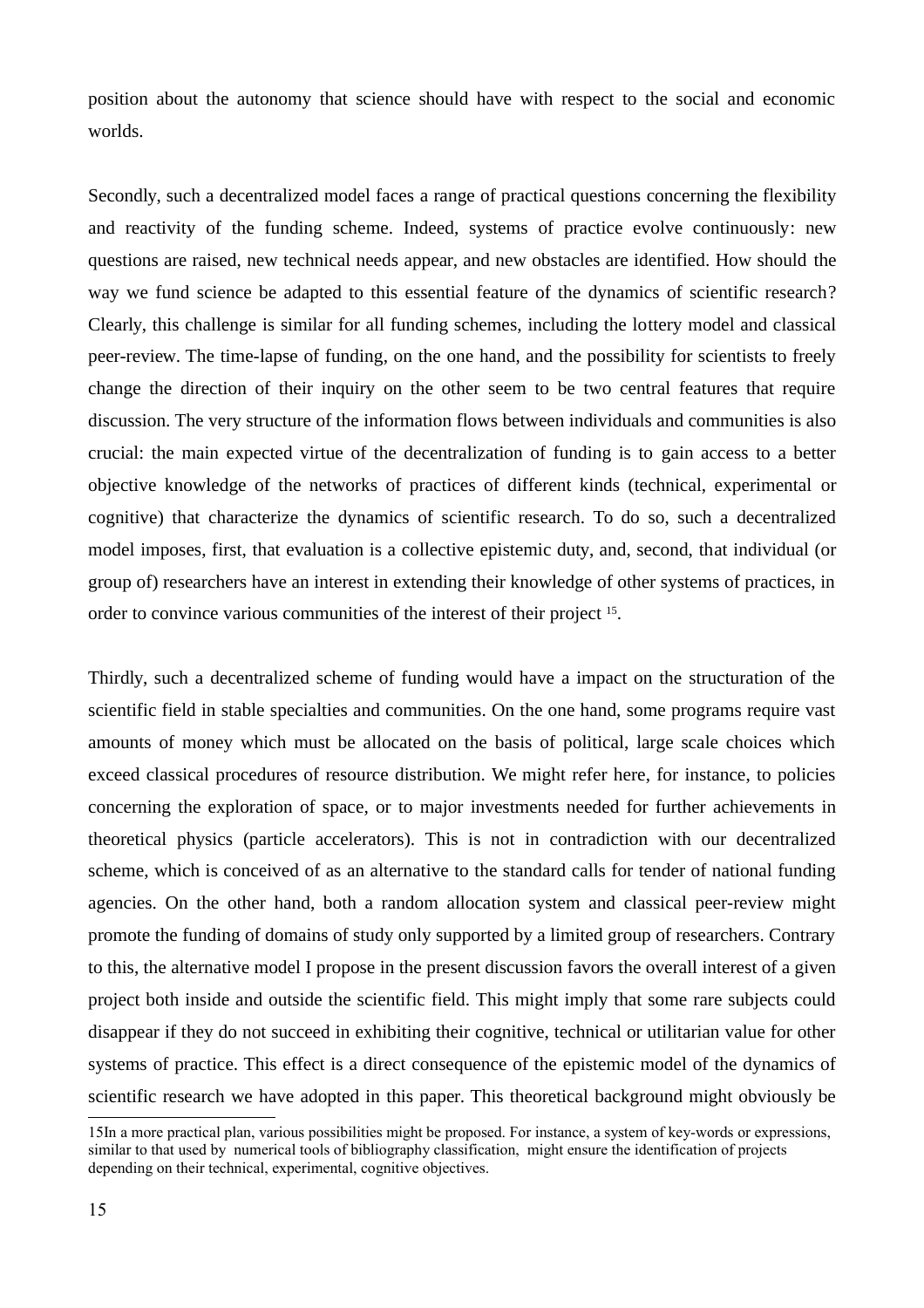position about the autonomy that science should have with respect to the social and economic worlds.

Secondly, such a decentralized model faces a range of practical questions concerning the flexibility and reactivity of the funding scheme. Indeed, systems of practice evolve continuously: new questions are raised, new technical needs appear, and new obstacles are identified. How should the way we fund science be adapted to this essential feature of the dynamics of scientific research? Clearly, this challenge is similar for all funding schemes, including the lottery model and classical peer-review. The time-lapse of funding, on the one hand, and the possibility for scientists to freely change the direction of their inquiry on the other seem to be two central features that require discussion. The very structure of the information flows between individuals and communities is also crucial: the main expected virtue of the decentralization of funding is to gain access to a better objective knowledge of the networks of practices of different kinds (technical, experimental or cognitive) that characterize the dynamics of scientific research. To do so, such a decentralized model imposes, first, that evaluation is a collective epistemic duty, and, second, that individual (or group of) researchers have an interest in extending their knowledge of other systems of practices, in order to convince various communities of the interest of their project [15].

Thirdly, such a decentralized scheme of funding would have a impact on the structuration of the scientific field in stable specialties and communities. On the one hand, some programs require vast amounts of money which must be allocated on the basis of political, large scale choices which exceed classical procedures of resource distribution. We might refer here, for instance, to policies concerning the exploration of space, or to major investments needed for further achievements in theoretical physics (particle accelerators). This is not in contradiction with our decentralized scheme, which is conceived of as an alternative to the standard calls for tender of national funding agencies. On the other hand, both a random allocation system and classical peer-review might promote the funding of domains of study only supported by a limited group of researchers. Contrary to this, the alternative model I propose in the present discussion favors the overall interest of a given project both inside and outside the scientific field. This might imply that some rare subjects could disappear if they do not succeed in exhibiting their cognitive, technical or utilitarian value for other systems of practice. This effect is a direct consequence of the epistemic model of the dynamics of scientific research we have adopted in this paper. This theoretical background might obviously be

15In a more practical plan, various possibilities might be proposed. For instance, a system of key-words or expressions, similar to that used by numerical tools of bibliography classification, might ensure the identification of projects depending on their technical, experimental, cognitive objectives.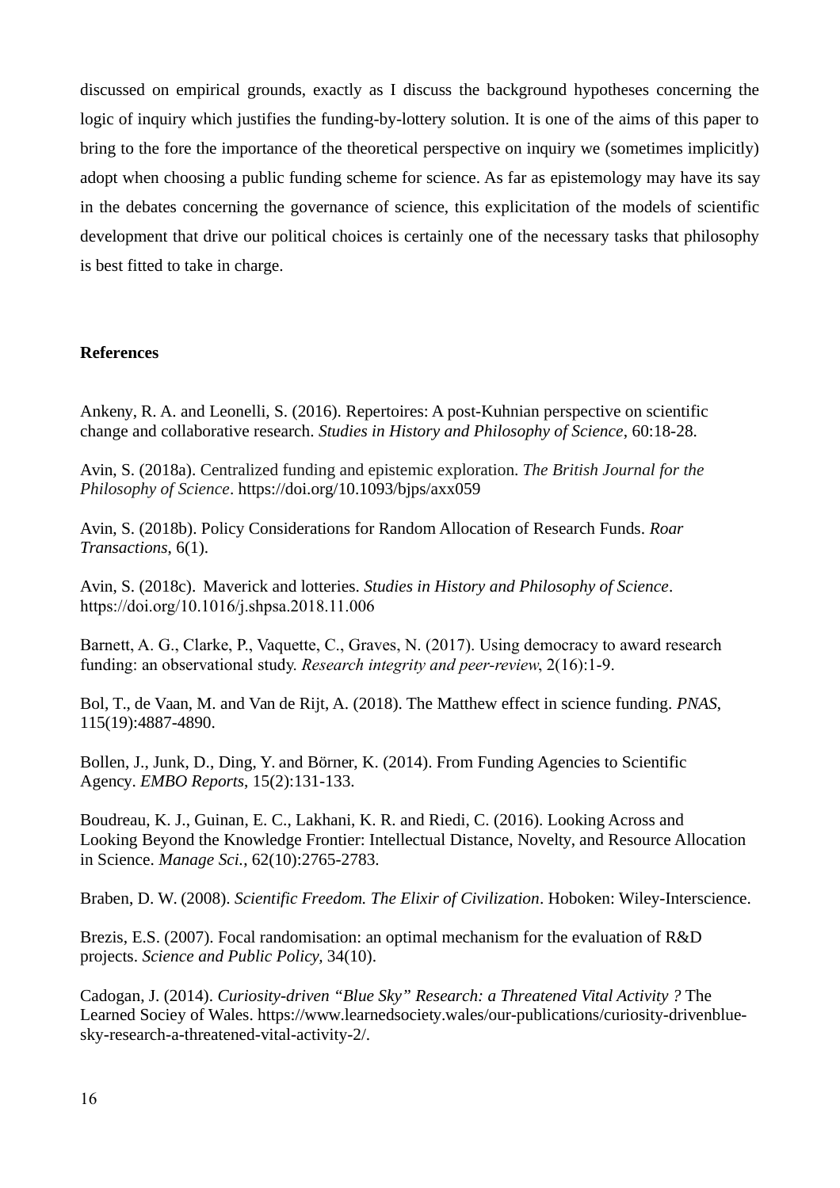discussed on empirical grounds, exactly as I discuss the background hypotheses concerning the logic of inquiry which justifies the funding-by-lottery solution. It is one of the aims of this paper to bring to the fore the importance of the theoretical perspective on inquiry we (sometimes implicitly) adopt when choosing a public funding scheme for science. As far as epistemology may have its say in the debates concerning the governance of science, this explicitation of the models of scientific development that drive our political choices is certainly one of the necessary tasks that philosophy is best fitted to take in charge.

**References**

Ankeny, R. A. and Leonelli, S. (2016). Repertoires: A post-Kuhnian perspective on scientific change and collaborative research. *Studies in History and Philosophy of Science*, 60:18-28.

Avin, S. (2018a). Centralized funding and epistemic exploration. *The British Journal for the Philosophy of Science*. https://doi.org/10.1093/bjps/axx059

Avin, S. (2018b). Policy Considerations for Random Allocation of Research Funds. *Roar Transactions*, 6(1).

Avin, S. (2018c). Maverick and lotteries. *Studies in History and Philosophy of Science*. https://doi.org/10.1016/j.shpsa.2018.11.006

Barnett, A. G., Clarke, P., Vaquette, C., Graves, N. (2017). Using democracy to award research funding: an observational study. *Research integrity and peer-review*, 2(16):1-9.

Bol, T., de Vaan, M. and Van de Rijt, A. (2018). The Matthew effect in science funding. *PNAS*, 115(19):4887-4890.

Bollen, J., Junk, D., Ding, Y. and Börner, K. (2014). From Funding Agencies to Scientific Agency. *EMBO Reports*, 15(2):131-133.

Boudreau, K. J., Guinan, E. C., Lakhani, K. R. and Riedi, C. (2016). Looking Across and Looking Beyond the Knowledge Frontier: Intellectual Distance, Novelty, and Resource Allocation in Science. *Manage Sci.*, 62(10):2765-2783.

Braben, D. W. (2008). *Scientific Freedom. The Elixir of Civilization*. Hoboken: Wiley-Interscience.

Brezis, E.S. (2007). Focal randomisation: an optimal mechanism for the evaluation of R&D projects. *Science and Public Policy*, 34(10).

Cadogan, J. (2014). *Curiosity-driven "Blue Sky" Research: a Threatened Vital Activity ?* The Learned Sociey of Wales. https://www.learnedsociety.wales/our-publications/curiosity-drivenblue-sky-research-a-threatened-vital-activity-2/.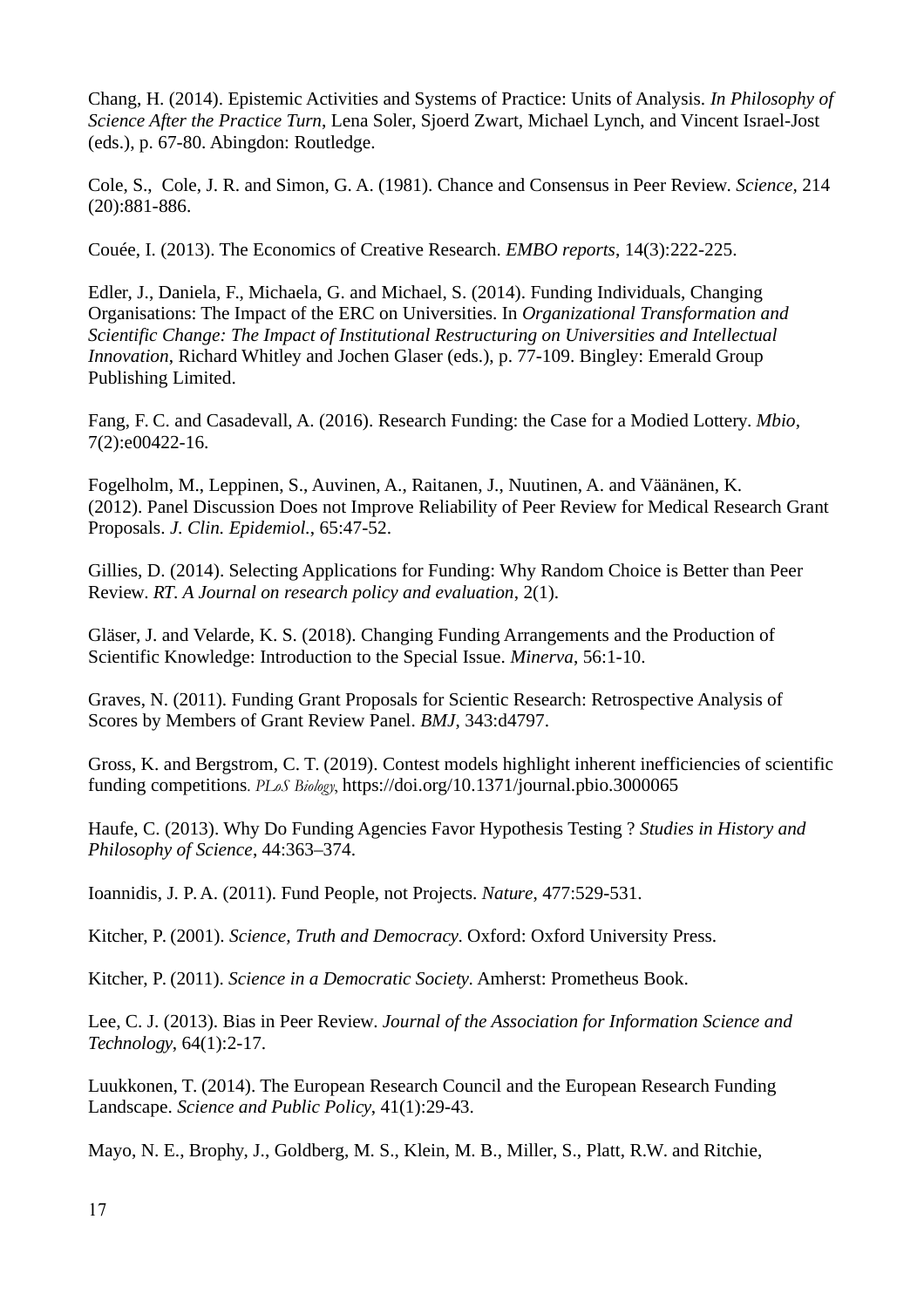Chang, H. (2014). Epistemic Activities and Systems of Practice: Units of Analysis. *In Philosophy of Science After the Practice Turn*, Lena Soler, Sjoerd Zwart, Michael Lynch, and Vincent Israel-Jost (eds.), p. 67-80. Abingdon: Routledge.

Cole, S., Cole, J. R. and Simon, G. A. (1981). Chance and Consensus in Peer Review. *Science*, 214 (20):881-886.

Couée, I. (2013). The Economics of Creative Research. *EMBO reports*, 14(3):222-225.

Edler, J., Daniela, F., Michaela, G. and Michael, S. (2014). Funding Individuals, Changing Organisations: The Impact of the ERC on Universities. In *Organizational Transformation and Scientific Change: The Impact of Institutional Restructuring on Universities and Intellectual Innovation*, Richard Whitley and Jochen Glaser (eds.), p. 77-109. Bingley: Emerald Group Publishing Limited.

Fang, F. C. and Casadevall, A. (2016). Research Funding: the Case for a Modied Lottery. *Mbio*, 7(2):e00422-16.

Fogelholm, M., Leppinen, S., Auvinen, A., Raitanen, J., Nuutinen, A. and Väänänen, K. (2012). Panel Discussion Does not Improve Reliability of Peer Review for Medical Research Grant Proposals. *J. Clin. Epidemiol.*, 65:47-52.

Gillies, D. (2014). Selecting Applications for Funding: Why Random Choice is Better than Peer Review. *RT. A Journal on research policy and evaluation*, 2(1).

Gläser, J. and Velarde, K. S. (2018). Changing Funding Arrangements and the Production of Scientific Knowledge: Introduction to the Special Issue. *Minerva*, 56:1-10.

Graves, N. (2011). Funding Grant Proposals for Scientic Research: Retrospective Analysis of Scores by Members of Grant Review Panel. *BMJ*, 343:d4797.

Gross, K. and Bergstrom, C. T. (2019). Contest models highlight inherent inefficiencies of scientific funding competitions. *PLoS Biology*, https://doi.org/10.1371/journal.pbio.3000065

Haufe, C. (2013). Why Do Funding Agencies Favor Hypothesis Testing ? *Studies in History and Philosophy of Science*, 44:363–374.

Ioannidis, J. P. A. (2011). Fund People, not Projects. *Nature*, 477:529-531.

Kitcher, P. (2001). *Science, Truth and Democracy*. Oxford: Oxford University Press.

Kitcher, P. (2011). *Science in a Democratic Society*. Amherst: Prometheus Book.

Lee, C. J. (2013). Bias in Peer Review. *Journal of the Association for Information Science and Technology*, 64(1):2-17.

Luukkonen, T. (2014). The European Research Council and the European Research Funding Landscape. *Science and Public Policy*, 41(1):29-43.

Mayo, N. E., Brophy, J., Goldberg, M. S., Klein, M. B., Miller, S., Platt, R.W. and Ritchie,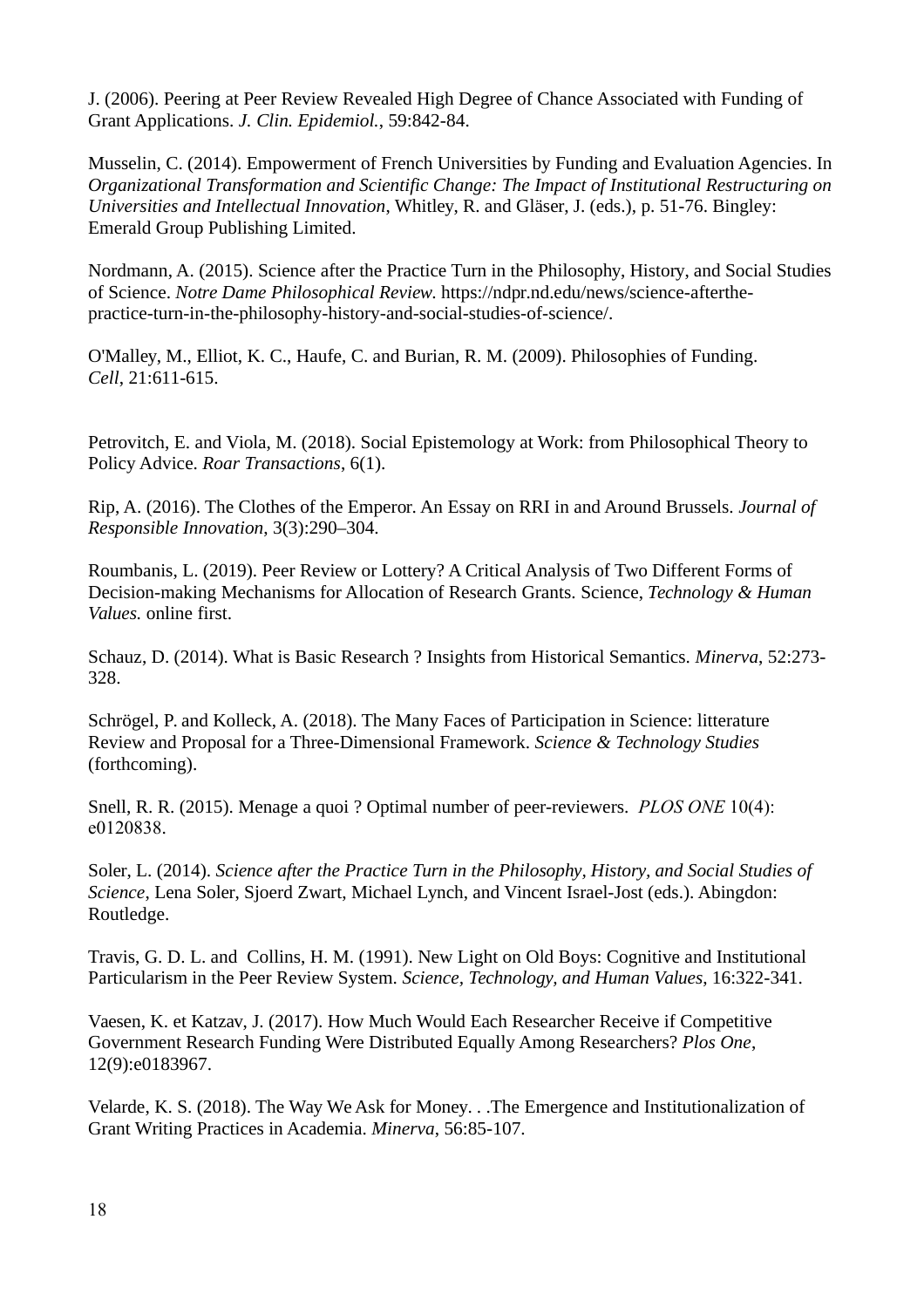J. (2006). Peering at Peer Review Revealed High Degree of Chance Associated with Funding of Grant Applications. *J. Clin. Epidemiol.*, 59:842-84.

Musselin, C. (2014). Empowerment of French Universities by Funding and Evaluation Agencies. In *Organizational Transformation and Scientific Change: The Impact of Institutional Restructuring on Universities and Intellectual Innovation*, Whitley, R. and Gläser, J. (eds.), p. 51-76. Bingley: Emerald Group Publishing Limited.

Nordmann, A. (2015). Science after the Practice Turn in the Philosophy, History, and Social Studies of Science. *Notre Dame Philosophical Review.* https://ndpr.nd.edu/news/science-afterthe-practice-turn-in-the-philosophy-history-and-social-studies-of-science/.

O'Malley, M., Elliot, K. C., Haufe, C. and Burian, R. M. (2009). Philosophies of Funding. *Cell*, 21:611-615.

Petrovitch, E. and Viola, M. (2018). Social Epistemology at Work: from Philosophical Theory to Policy Advice. *Roar Transactions*, 6(1).

Rip, A. (2016). The Clothes of the Emperor. An Essay on RRI in and Around Brussels. *Journal of Responsible Innovation*, 3(3):290–304.

Roumbanis, L. (2019). Peer Review or Lottery? A Critical Analysis of Two Different Forms of Decision-making Mechanisms for Allocation of Research Grants. Science, *Technology & Human Values.* online first.

Schauz, D. (2014). What is Basic Research ? Insights from Historical Semantics. *Minerva*, 52:273-328.

Schrögel, P. and Kolleck, A. (2018). The Many Faces of Participation in Science: litterature Review and Proposal for a Three-Dimensional Framework. *Science & Technology Studies* (forthcoming).

Snell, R. R. (2015). Menage a quoi ? Optimal number of peer-reviewers. *PLOS ONE* 10(4): e0120838.

Soler, L. (2014). *Science after the Practice Turn in the Philosophy, History, and Social Studies of Science*, Lena Soler, Sjoerd Zwart, Michael Lynch, and Vincent Israel-Jost (eds.). Abingdon: Routledge.

Travis, G. D. L. and Collins, H. M. (1991). New Light on Old Boys: Cognitive and Institutional Particularism in the Peer Review System. *Science, Technology, and Human Values*, 16:322-341.

Vaesen, K. et Katzav, J. (2017). How Much Would Each Researcher Receive if Competitive Government Research Funding Were Distributed Equally Among Researchers? *Plos One*, 12(9):e0183967.

Velarde, K. S. (2018). The Way We Ask for Money. . .The Emergence and Institutionalization of Grant Writing Practices in Academia. *Minerva*, 56:85-107.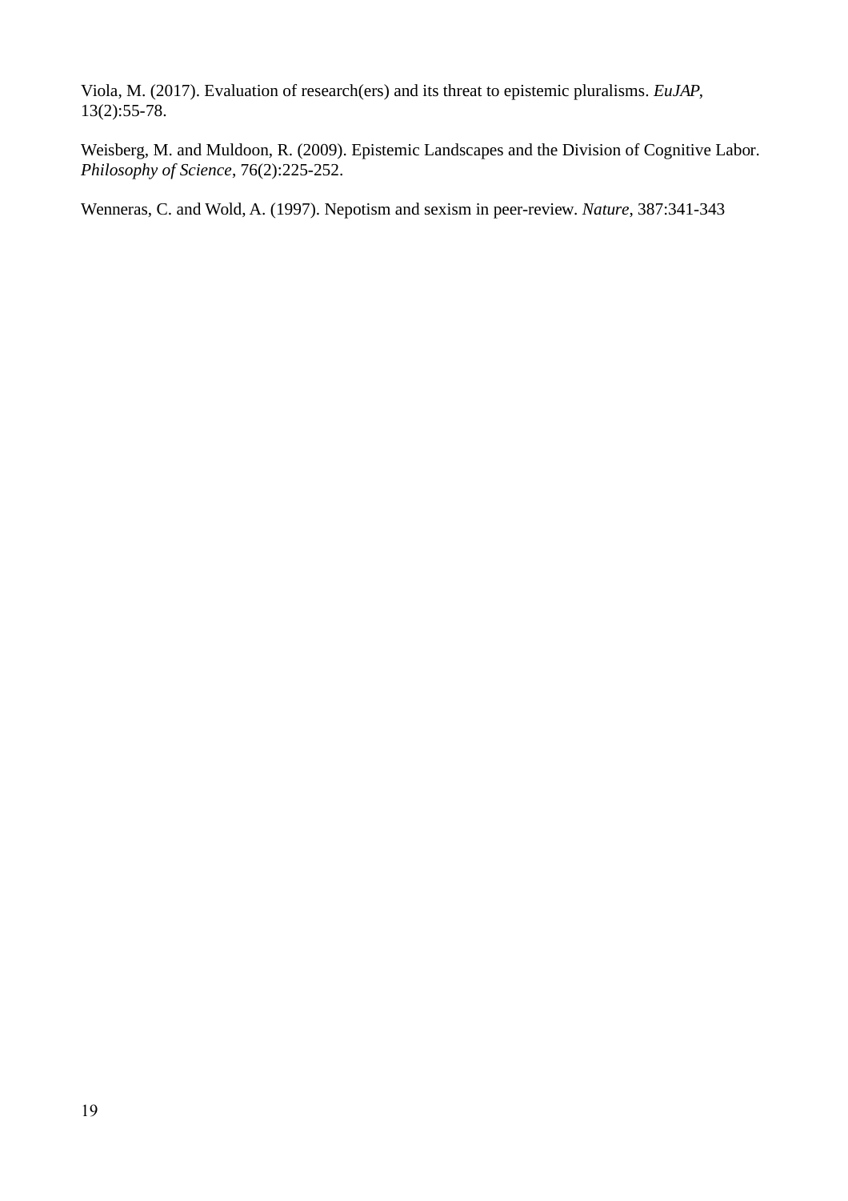Viola, M. (2017). Evaluation of research(ers) and its threat to epistemic pluralisms. *EuJAP*, 13(2):55-78.

Weisberg, M. and Muldoon, R. (2009). Epistemic Landscapes and the Division of Cognitive Labor. *Philosophy of Science*, 76(2):225-252.

Wenneras, C. and Wold, A. (1997). Nepotism and sexism in peer-review. *Nature*, 387:341-343